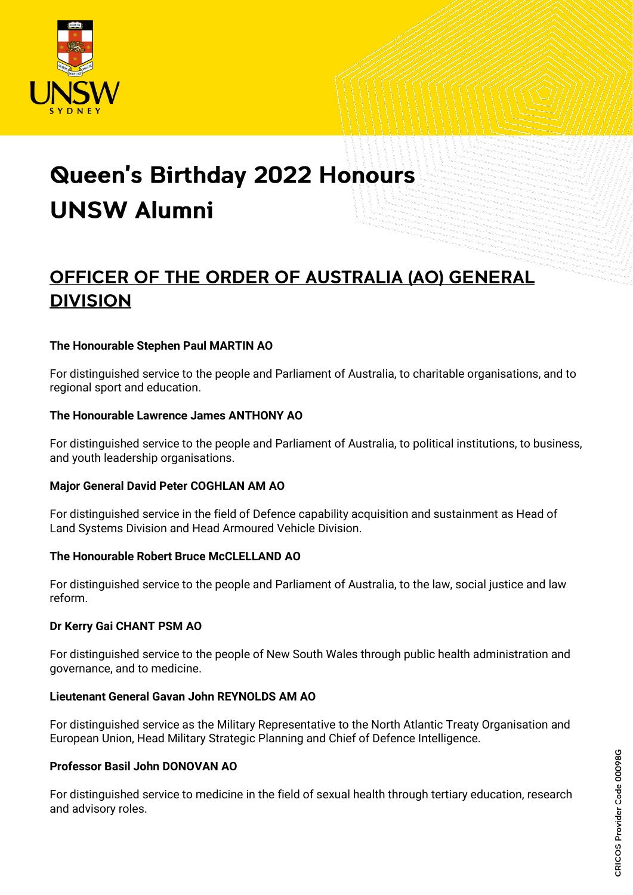# Queen's Birthday 2022 Honours
# UNSW Alumni

## OFFICER OF THE ORDER OF AUSTRALIA (AO) GENERAL DIVISION

**The Honourable Stephen Paul MARTIN AO**

For distinguished service to the people and Parliament of Australia, to charitable organisations, and to regional sport and education.

**The Honourable Lawrence James ANTHONY AO**

For distinguished service to the people and Parliament of Australia, to political institutions, to business, and youth leadership organisations.

**Major General David Peter COGHLAN AM AO**

For distinguished service in the field of Defence capability acquisition and sustainment as Head of Land Systems Division and Head Armoured Vehicle Division.

**The Honourable Robert Bruce McCLELLAND AO**

For distinguished service to the people and Parliament of Australia, to the law, social justice and law reform.

**Dr Kerry Gai CHANT PSM AO**

For distinguished service to the people of New South Wales through public health administration and governance, and to medicine.

**Lieutenant General Gavan John REYNOLDS AM AO**

For distinguished service as the Military Representative to the North Atlantic Treaty Organisation and European Union, Head Military Strategic Planning and Chief of Defence Intelligence.

**Professor Basil John DONOVAN AO**

For distinguished service to medicine in the field of sexual health through tertiary education, research and advisory roles.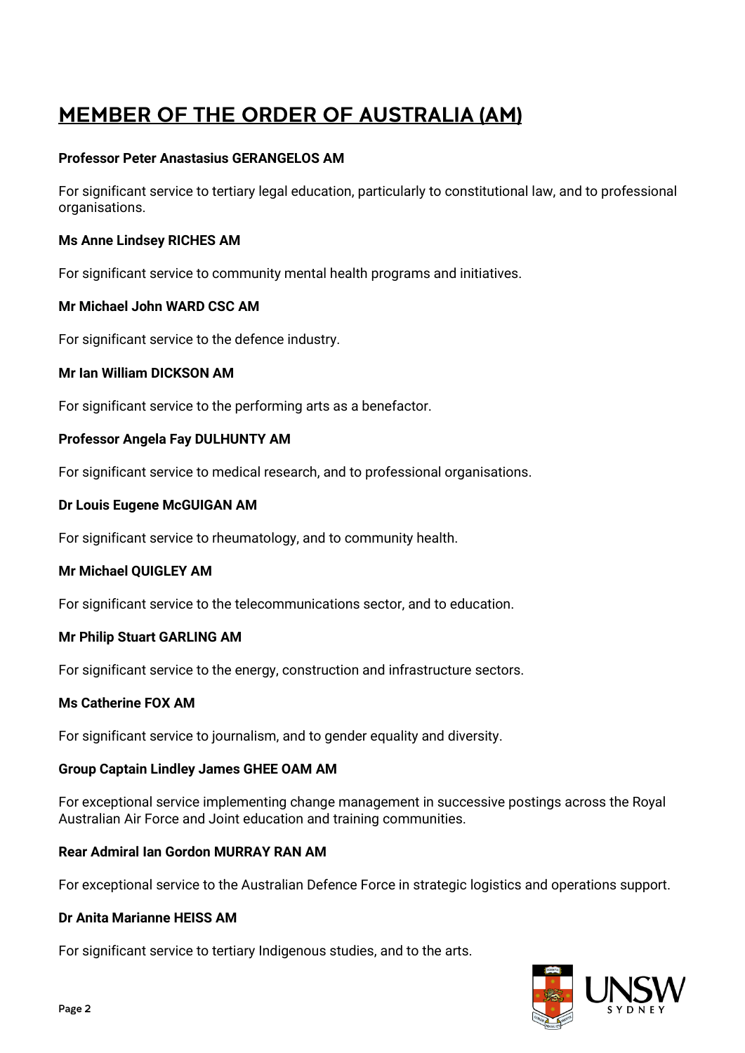# MEMBER OF THE ORDER OF AUSTRALIA (AM)

**Professor Peter Anastasius GERANGELOS AM**

For significant service to tertiary legal education, particularly to constitutional law, and to professional organisations.

**Ms Anne Lindsey RICHES AM**

For significant service to community mental health programs and initiatives.

**Mr Michael John WARD CSC AM**

For significant service to the defence industry.

**Mr Ian William DICKSON AM**

For significant service to the performing arts as a benefactor.

**Professor Angela Fay DULHUNTY AM**

For significant service to medical research, and to professional organisations.

**Dr Louis Eugene McGUIGAN AM**

For significant service to rheumatology, and to community health.

**Mr Michael QUIGLEY AM**

For significant service to the telecommunications sector, and to education.

**Mr Philip Stuart GARLING AM**

For significant service to the energy, construction and infrastructure sectors.

**Ms Catherine FOX AM**

For significant service to journalism, and to gender equality and diversity.

**Group Captain Lindley James GHEE OAM AM**

For exceptional service implementing change management in successive postings across the Royal Australian Air Force and Joint education and training communities.

**Rear Admiral Ian Gordon MURRAY RAN AM**

For exceptional service to the Australian Defence Force in strategic logistics and operations support.

**Dr Anita Marianne HEISS AM**

For significant service to tertiary Indigenous studies, and to the arts.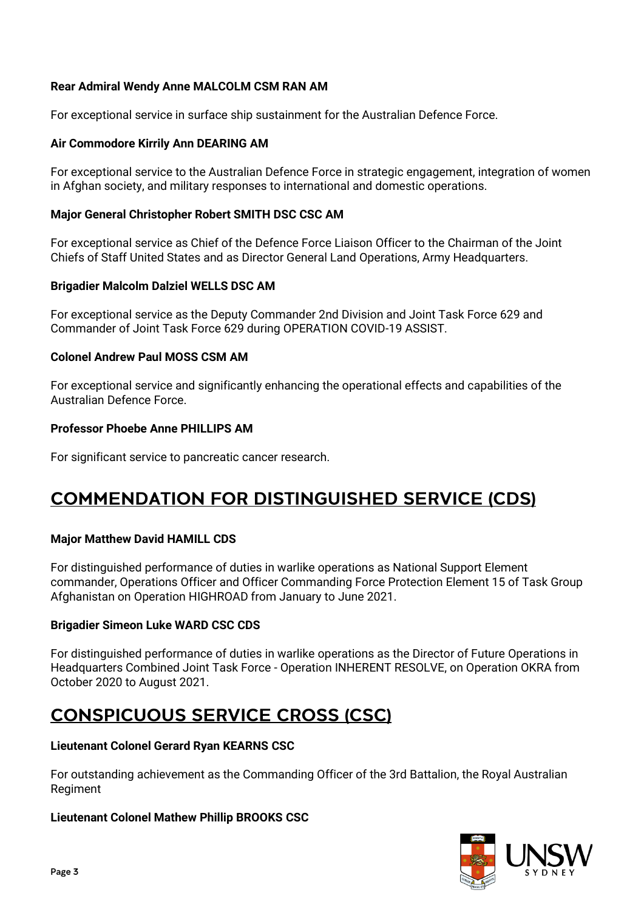**Rear Admiral Wendy Anne MALCOLM CSM RAN AM**

For exceptional service in surface ship sustainment for the Australian Defence Force.

**Air Commodore Kirrily Ann DEARING AM**

For exceptional service to the Australian Defence Force in strategic engagement, integration of women in Afghan society, and military responses to international and domestic operations.

**Major General Christopher Robert SMITH DSC CSC AM**

For exceptional service as Chief of the Defence Force Liaison Officer to the Chairman of the Joint Chiefs of Staff United States and as Director General Land Operations, Army Headquarters.

**Brigadier Malcolm Dalziel WELLS DSC AM**

For exceptional service as the Deputy Commander 2nd Division and Joint Task Force 629 and Commander of Joint Task Force 629 during OPERATION COVID-19 ASSIST.

**Colonel Andrew Paul MOSS CSM AM**

For exceptional service and significantly enhancing the operational effects and capabilities of the Australian Defence Force.

**Professor Phoebe Anne PHILLIPS AM**

For significant service to pancreatic cancer research.

## COMMENDATION FOR DISTINGUISHED SERVICE (CDS)

**Major Matthew David HAMILL CDS**

For distinguished performance of duties in warlike operations as National Support Element commander, Operations Officer and Officer Commanding Force Protection Element 15 of Task Group Afghanistan on Operation HIGHROAD from January to June 2021.

**Brigadier Simeon Luke WARD CSC CDS**

For distinguished performance of duties in warlike operations as the Director of Future Operations in Headquarters Combined Joint Task Force - Operation INHERENT RESOLVE, on Operation OKRA from October 2020 to August 2021.

## CONSPICUOUS SERVICE CROSS (CSC)

**Lieutenant Colonel Gerard Ryan KEARNS CSC**

For outstanding achievement as the Commanding Officer of the 3rd Battalion, the Royal Australian Regiment

**Lieutenant Colonel Mathew Phillip BROOKS CSC**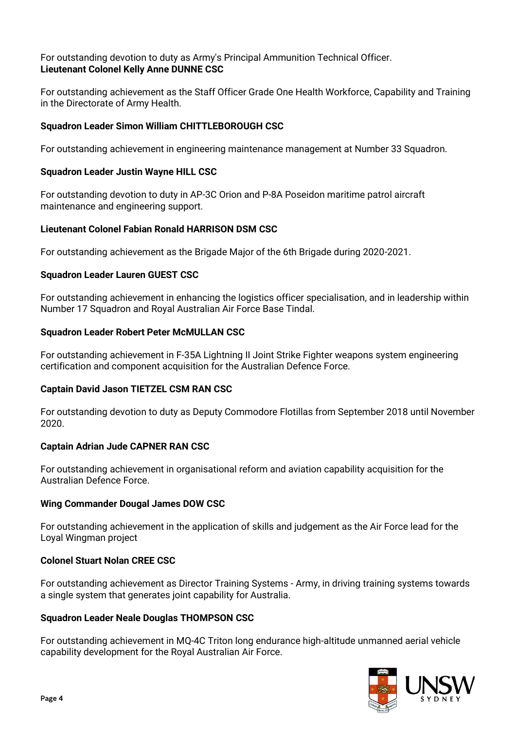For outstanding devotion to duty as Army's Principal Ammunition Technical Officer.
**Lieutenant Colonel Kelly Anne DUNNE CSC**

For outstanding achievement as the Staff Officer Grade One Health Workforce, Capability and Training in the Directorate of Army Health.

**Squadron Leader Simon William CHITTLEBOROUGH CSC**

For outstanding achievement in engineering maintenance management at Number 33 Squadron.

**Squadron Leader Justin Wayne HILL CSC**

For outstanding devotion to duty in AP-3C Orion and P-8A Poseidon maritime patrol aircraft maintenance and engineering support.

**Lieutenant Colonel Fabian Ronald HARRISON DSM CSC**

For outstanding achievement as the Brigade Major of the 6th Brigade during 2020-2021.

**Squadron Leader Lauren GUEST CSC**

For outstanding achievement in enhancing the logistics officer specialisation, and in leadership within Number 17 Squadron and Royal Australian Air Force Base Tindal.

**Squadron Leader Robert Peter McMULLAN CSC**

For outstanding achievement in F-35A Lightning II Joint Strike Fighter weapons system engineering certification and component acquisition for the Australian Defence Force.

**Captain David Jason TIETZEL CSM RAN CSC**

For outstanding devotion to duty as Deputy Commodore Flotillas from September 2018 until November 2020.

**Captain Adrian Jude CAPNER RAN CSC**

For outstanding achievement in organisational reform and aviation capability acquisition for the Australian Defence Force.

**Wing Commander Dougal James DOW CSC**

For outstanding achievement in the application of skills and judgement as the Air Force lead for the Loyal Wingman project

**Colonel Stuart Nolan CREE CSC**

For outstanding achievement as Director Training Systems - Army, in driving training systems towards a single system that generates joint capability for Australia.

**Squadron Leader Neale Douglas THOMPSON CSC**

For outstanding achievement in MQ-4C Triton long endurance high-altitude unmanned aerial vehicle capability development for the Royal Australian Air Force.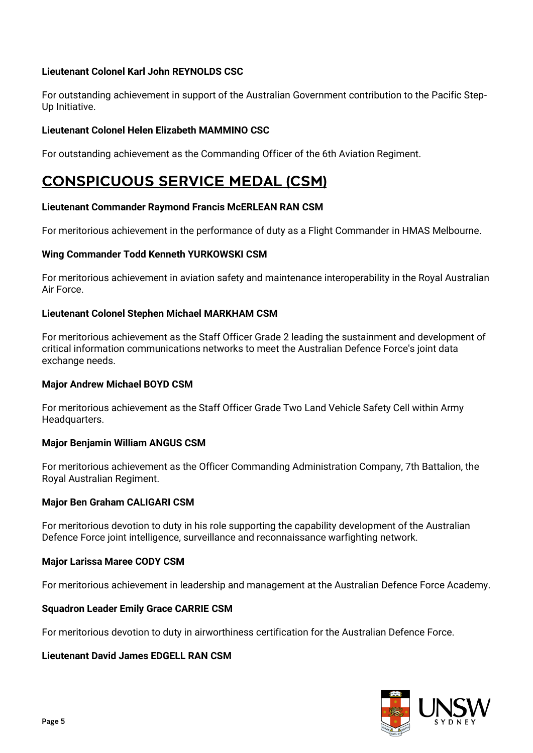**Lieutenant Colonel Karl John REYNOLDS CSC**

For outstanding achievement in support of the Australian Government contribution to the Pacific Step-Up Initiative.

**Lieutenant Colonel Helen Elizabeth MAMMINO CSC**

For outstanding achievement as the Commanding Officer of the 6th Aviation Regiment.

## CONSPICUOUS SERVICE MEDAL (CSM)

**Lieutenant Commander Raymond Francis McERLEAN RAN CSM**

For meritorious achievement in the performance of duty as a Flight Commander in HMAS Melbourne.

**Wing Commander Todd Kenneth YURKOWSKI CSM**

For meritorious achievement in aviation safety and maintenance interoperability in the Royal Australian Air Force.

**Lieutenant Colonel Stephen Michael MARKHAM CSM**

For meritorious achievement as the Staff Officer Grade 2 leading the sustainment and development of critical information communications networks to meet the Australian Defence Force's joint data exchange needs.

**Major Andrew Michael BOYD CSM**

For meritorious achievement as the Staff Officer Grade Two Land Vehicle Safety Cell within Army Headquarters.

**Major Benjamin William ANGUS CSM**

For meritorious achievement as the Officer Commanding Administration Company, 7th Battalion, the Royal Australian Regiment.

**Major Ben Graham CALIGARI CSM**

For meritorious devotion to duty in his role supporting the capability development of the Australian Defence Force joint intelligence, surveillance and reconnaissance warfighting network.

**Major Larissa Maree CODY CSM**

For meritorious achievement in leadership and management at the Australian Defence Force Academy.

**Squadron Leader Emily Grace CARRIE CSM**

For meritorious devotion to duty in airworthiness certification for the Australian Defence Force.

**Lieutenant David James EDGELL RAN CSM**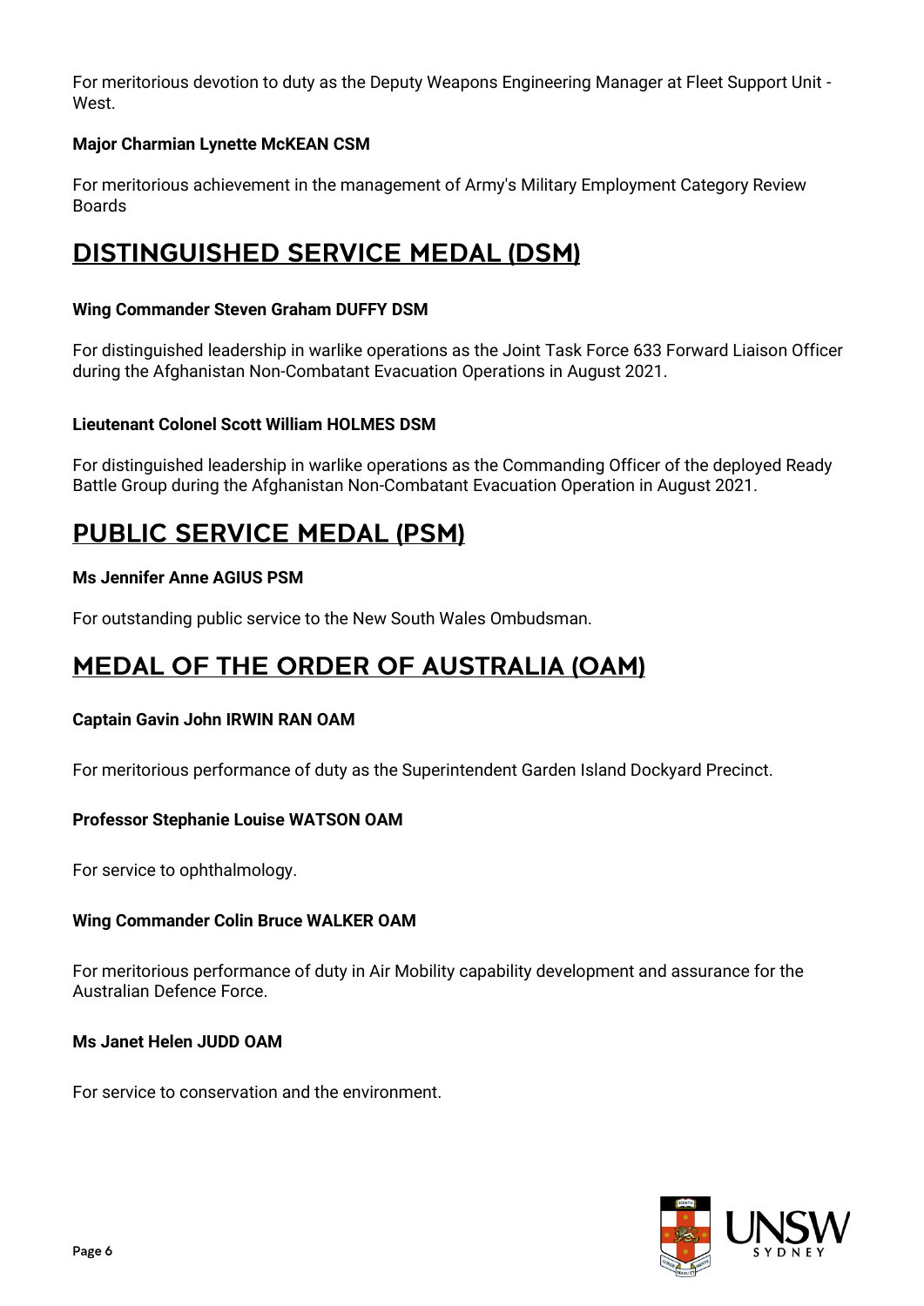For meritorious devotion to duty as the Deputy Weapons Engineering Manager at Fleet Support Unit - West.

**Major Charmian Lynette McKEAN CSM**

For meritorious achievement in the management of Army's Military Employment Category Review Boards

## DISTINGUISHED SERVICE MEDAL (DSM)

**Wing Commander Steven Graham DUFFY DSM**

For distinguished leadership in warlike operations as the Joint Task Force 633 Forward Liaison Officer during the Afghanistan Non-Combatant Evacuation Operations in August 2021.

**Lieutenant Colonel Scott William HOLMES DSM**

For distinguished leadership in warlike operations as the Commanding Officer of the deployed Ready Battle Group during the Afghanistan Non-Combatant Evacuation Operation in August 2021.

## PUBLIC SERVICE MEDAL (PSM)

**Ms Jennifer Anne AGIUS PSM**

For outstanding public service to the New South Wales Ombudsman.

## MEDAL OF THE ORDER OF AUSTRALIA (OAM)

**Captain Gavin John IRWIN RAN OAM**

For meritorious performance of duty as the Superintendent Garden Island Dockyard Precinct.

**Professor Stephanie Louise WATSON OAM**

For service to ophthalmology.

**Wing Commander Colin Bruce WALKER OAM**

For meritorious performance of duty in Air Mobility capability development and assurance for the Australian Defence Force.

**Ms Janet Helen JUDD OAM**

For service to conservation and the environment.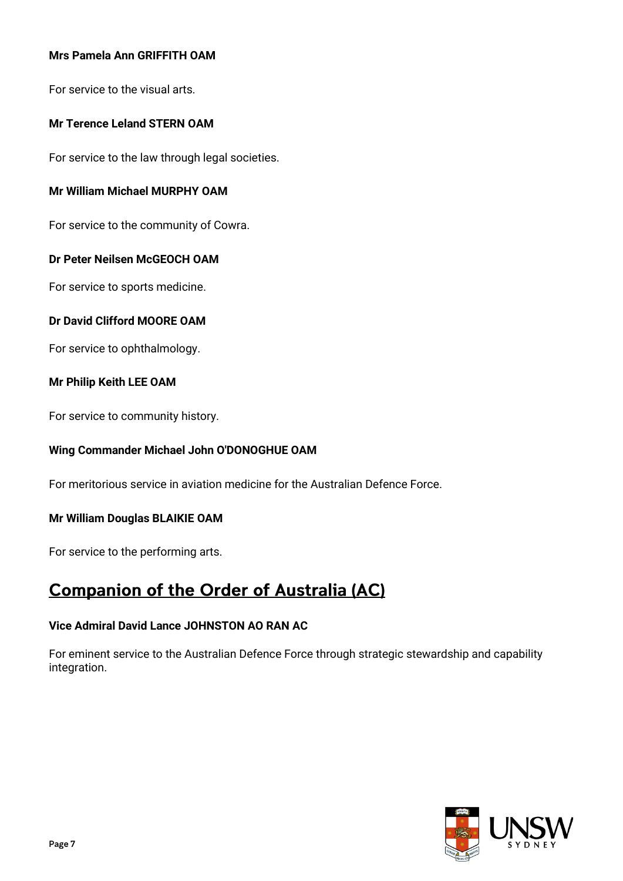**Mrs Pamela Ann GRIFFITH OAM**

For service to the visual arts.

**Mr Terence Leland STERN OAM**

For service to the law through legal societies.

**Mr William Michael MURPHY OAM**

For service to the community of Cowra.

**Dr Peter Neilsen McGEOCH OAM**

For service to sports medicine.

**Dr David Clifford MOORE OAM**

For service to ophthalmology.

**Mr Philip Keith LEE OAM**

For service to community history.

**Wing Commander Michael John O'DONOGHUE OAM**

For meritorious service in aviation medicine for the Australian Defence Force.

**Mr William Douglas BLAIKIE OAM**

For service to the performing arts.

## Companion of the Order of Australia (AC)

**Vice Admiral David Lance JOHNSTON AO RAN AC**

For eminent service to the Australian Defence Force through strategic stewardship and capability integration.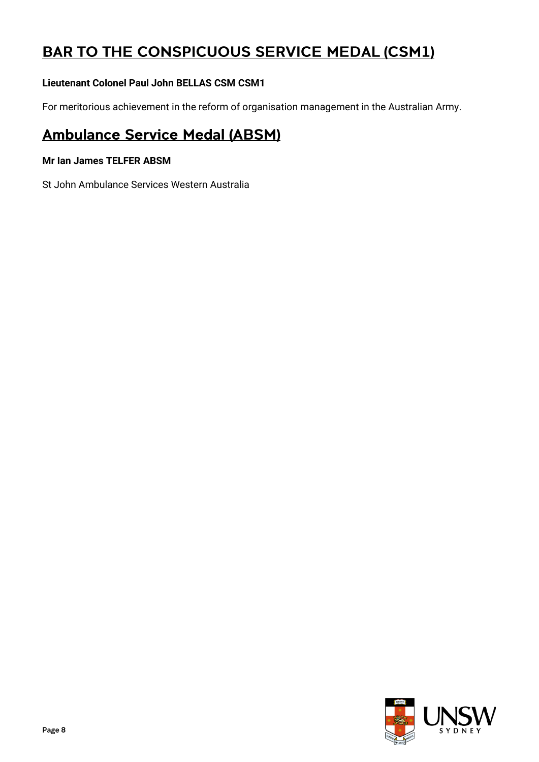## BAR TO THE CONSPICUOUS SERVICE MEDAL (CSM1)

**Lieutenant Colonel Paul John BELLAS CSM CSM1**

For meritorious achievement in the reform of organisation management in the Australian Army.

## Ambulance Service Medal (ABSM)

**Mr Ian James TELFER ABSM**

St John Ambulance Services Western Australia